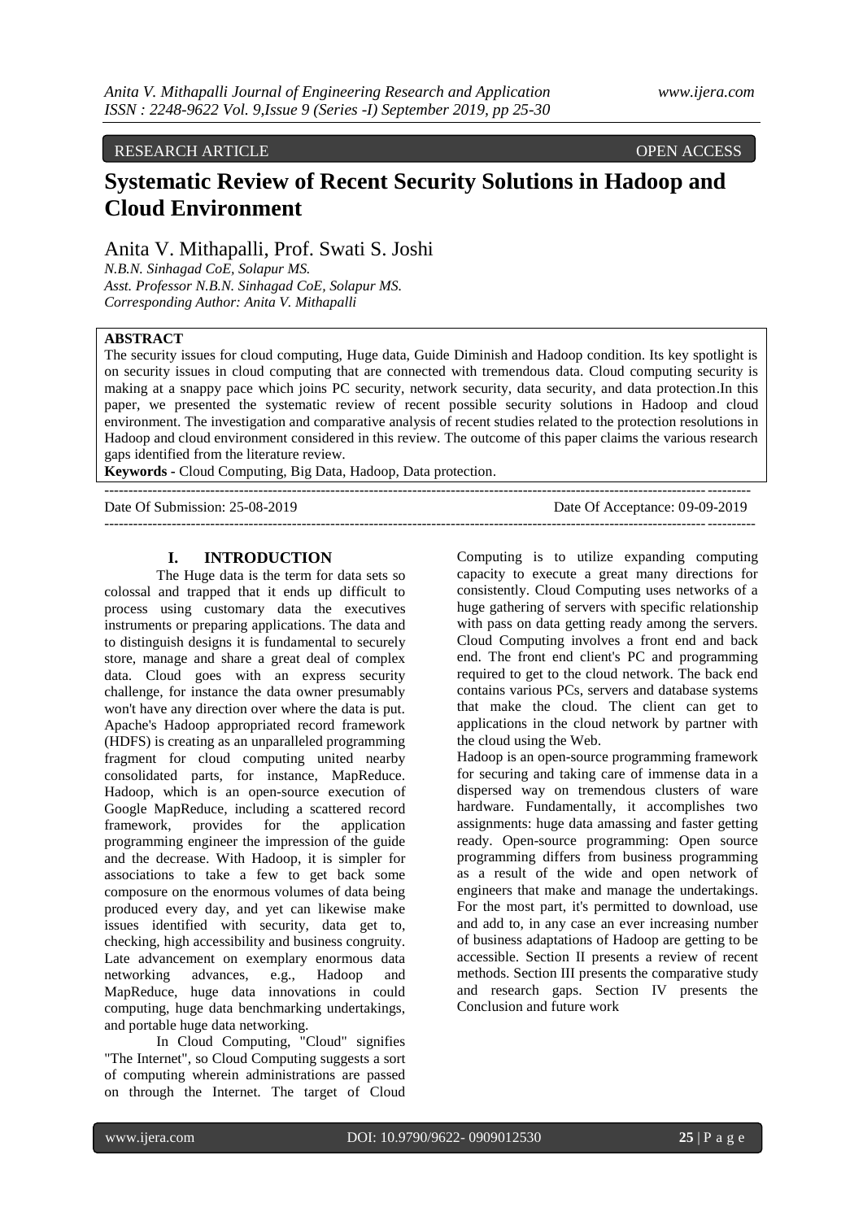RESEARCH ARTICLE OPEN ACCESS

# Systematic Review of Recent Security Solutions in Hadoop and Cloud Environment

Anita V. Mithapalli, Prof. Swati S. Joshi

*N.B.N. Sinhagad CoE, Solapur MS.*
*Asst. Professor N.B.N. Sinhagad CoE, Solapur MS.*
*Corresponding Author: Anita V. Mithapalli*

**ABSTRACT**

The security issues for cloud computing, Huge data, Guide Diminish and Hadoop condition. Its key spotlight is on security issues in cloud computing that are connected with tremendous data. Cloud computing security is making at a snappy pace which joins PC security, network security, data security, and data protection.In this paper, we presented the systematic review of recent possible security solutions in Hadoop and cloud environment. The investigation and comparative analysis of recent studies related to the protection resolutions in Hadoop and cloud environment considered in this review. The outcome of this paper claims the various research gaps identified from the literature review.

**Keywords -** Cloud Computing, Big Data, Hadoop, Data protection.

Date Of Submission: 25-08-2019 Date Of Acceptance: 09-09-2019

## I. INTRODUCTION

The Huge data is the term for data sets so colossal and trapped that it ends up difficult to process using customary data the executives instruments or preparing applications. The data and to distinguish designs it is fundamental to securely store, manage and share a great deal of complex data. Cloud goes with an express security challenge, for instance the data owner presumably won't have any direction over where the data is put. Apache's Hadoop appropriated record framework (HDFS) is creating as an unparalleled programming fragment for cloud computing united nearby consolidated parts, for instance, MapReduce. Hadoop, which is an open-source execution of Google MapReduce, including a scattered record framework, provides for the application programming engineer the impression of the guide and the decrease. With Hadoop, it is simpler for associations to take a few to get back some composure on the enormous volumes of data being produced every day, and yet can likewise make issues identified with security, data get to, checking, high accessibility and business congruity. Late advancement on exemplary enormous data networking advances, e.g., Hadoop and MapReduce, huge data innovations in could computing, huge data benchmarking undertakings, and portable huge data networking.

In Cloud Computing, "Cloud" signifies "The Internet", so Cloud Computing suggests a sort of computing wherein administrations are passed on through the Internet. The target of Cloud Computing is to utilize expanding computing capacity to execute a great many directions for consistently. Cloud Computing uses networks of a huge gathering of servers with specific relationship with pass on data getting ready among the servers. Cloud Computing involves a front end and back end. The front end client's PC and programming required to get to the cloud network. The back end contains various PCs, servers and database systems that make the cloud. The client can get to applications in the cloud network by partner with the cloud using the Web.

Hadoop is an open-source programming framework for securing and taking care of immense data in a dispersed way on tremendous clusters of ware hardware. Fundamentally, it accomplishes two assignments: huge data amassing and faster getting ready. Open-source programming: Open source programming differs from business programming as a result of the wide and open network of engineers that make and manage the undertakings. For the most part, it's permitted to download, use and add to, in any case an ever increasing number of business adaptations of Hadoop are getting to be accessible. Section II presents a review of recent methods. Section III presents the comparative study and research gaps. Section IV presents the Conclusion and future work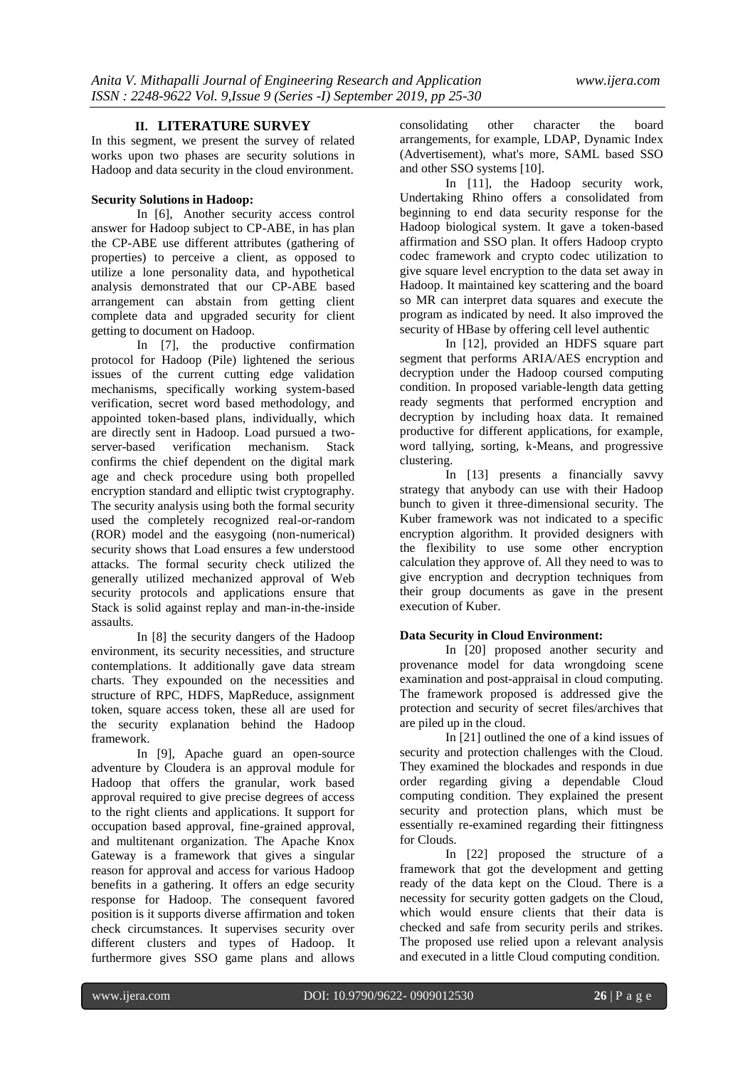## II. LITERATURE SURVEY

In this segment, we present the survey of related works upon two phases are security solutions in Hadoop and data security in the cloud environment.

**Security Solutions in Hadoop:**

In [6], Another security access control answer for Hadoop subject to CP-ABE, in has plan the CP-ABE use different attributes (gathering of properties) to perceive a client, as opposed to utilize a lone personality data, and hypothetical analysis demonstrated that our CP-ABE based arrangement can abstain from getting client complete data and upgraded security for client getting to document on Hadoop.

In [7], the productive confirmation protocol for Hadoop (Pile) lightened the serious issues of the current cutting edge validation mechanisms, specifically working system-based verification, secret word based methodology, and appointed token-based plans, individually, which are directly sent in Hadoop. Load pursued a two-server-based verification mechanism. Stack confirms the chief dependent on the digital mark age and check procedure using both propelled encryption standard and elliptic twist cryptography. The security analysis using both the formal security used the completely recognized real-or-random (ROR) model and the easygoing (non-numerical) security shows that Load ensures a few understood attacks. The formal security check utilized the generally utilized mechanized approval of Web security protocols and applications ensure that Stack is solid against replay and man-in-the-inside assaults.

In [8] the security dangers of the Hadoop environment, its security necessities, and structure contemplations. It additionally gave data stream charts. They expounded on the necessities and structure of RPC, HDFS, MapReduce, assignment token, square access token, these all are used for the security explanation behind the Hadoop framework.

In [9], Apache guard an open-source adventure by Cloudera is an approval module for Hadoop that offers the granular, work based approval required to give precise degrees of access to the right clients and applications. It support for occupation based approval, fine-grained approval, and multitenant organization. The Apache Knox Gateway is a framework that gives a singular reason for approval and access for various Hadoop benefits in a gathering. It offers an edge security response for Hadoop. The consequent favored position is it supports diverse affirmation and token check circumstances. It supervises security over different clusters and types of Hadoop. It furthermore gives SSO game plans and allows consolidating other character the board arrangements, for example, LDAP, Dynamic Index (Advertisement), what's more, SAML based SSO and other SSO systems [10].

In [11], the Hadoop security work, Undertaking Rhino offers a consolidated from beginning to end data security response for the Hadoop biological system. It gave a token-based affirmation and SSO plan. It offers Hadoop crypto codec framework and crypto codec utilization to give square level encryption to the data set away in Hadoop. It maintained key scattering and the board so MR can interpret data squares and execute the program as indicated by need. It also improved the security of HBase by offering cell level authentic

In [12], provided an HDFS square part segment that performs ARIA/AES encryption and decryption under the Hadoop coursed computing condition. In proposed variable-length data getting ready segments that performed encryption and decryption by including hoax data. It remained productive for different applications, for example, word tallying, sorting, k-Means, and progressive clustering.

In [13] presents a financially savvy strategy that anybody can use with their Hadoop bunch to given it three-dimensional security. The Kuber framework was not indicated to a specific encryption algorithm. It provided designers with the flexibility to use some other encryption calculation they approve of. All they need to was to give encryption and decryption techniques from their group documents as gave in the present execution of Kuber.

**Data Security in Cloud Environment:**

In [20] proposed another security and provenance model for data wrongdoing scene examination and post-appraisal in cloud computing. The framework proposed is addressed give the protection and security of secret files/archives that are piled up in the cloud.

In [21] outlined the one of a kind issues of security and protection challenges with the Cloud. They examined the blockades and responds in due order regarding giving a dependable Cloud computing condition. They explained the present security and protection plans, which must be essentially re-examined regarding their fittingness for Clouds.

In [22] proposed the structure of a framework that got the development and getting ready of the data kept on the Cloud. There is a necessity for security gotten gadgets on the Cloud, which would ensure clients that their data is checked and safe from security perils and strikes. The proposed use relied upon a relevant analysis and executed in a little Cloud computing condition.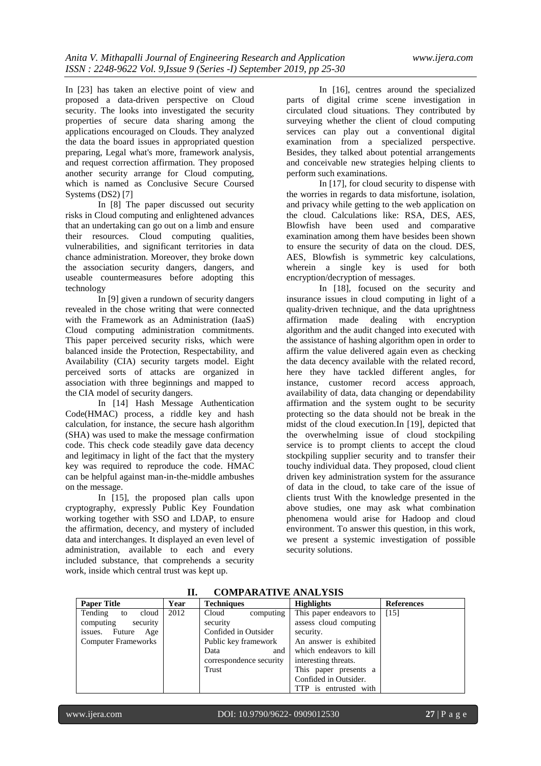In [23] has taken an elective point of view and proposed a data-driven perspective on Cloud security. The looks into investigated the security properties of secure data sharing among the applications encouraged on Clouds. They analyzed the data the board issues in appropriated question preparing, Legal what's more, framework analysis, and request correction affirmation. They proposed another security arrange for Cloud computing, which is named as Conclusive Secure Coursed Systems (DS2) [7]

In [8] The paper discussed out security risks in Cloud computing and enlightened advances that an undertaking can go out on a limb and ensure their resources. Cloud computing qualities, vulnerabilities, and significant territories in data chance administration. Moreover, they broke down the association security dangers, dangers, and useable countermeasures before adopting this technology

In [9] given a rundown of security dangers revealed in the chose writing that were connected with the Framework as an Administration (IaaS) Cloud computing administration commitments. This paper perceived security risks, which were balanced inside the Protection, Respectability, and Availability (CIA) security targets model. Eight perceived sorts of attacks are organized in association with three beginnings and mapped to the CIA model of security dangers.

In [14] Hash Message Authentication Code(HMAC) process, a riddle key and hash calculation, for instance, the secure hash algorithm (SHA) was used to make the message confirmation code. This check code steadily gave data decency and legitimacy in light of the fact that the mystery key was required to reproduce the code. HMAC can be helpful against man-in-the-middle ambushes on the message.

In [15], the proposed plan calls upon cryptography, expressly Public Key Foundation working together with SSO and LDAP, to ensure the affirmation, decency, and mystery of included data and interchanges. It displayed an even level of administration, available to each and every included substance, that comprehends a security work, inside which central trust was kept up.

In [16], centres around the specialized parts of digital crime scene investigation in circulated cloud situations. They contributed by surveying whether the client of cloud computing services can play out a conventional digital examination from a specialized perspective. Besides, they talked about potential arrangements and conceivable new strategies helping clients to perform such examinations.

In [17], for cloud security to dispense with the worries in regards to data misfortune, isolation, and privacy while getting to the web application on the cloud. Calculations like: RSA, DES, AES, Blowfish have been used and comparative examination among them have besides been shown to ensure the security of data on the cloud. DES, AES, Blowfish is symmetric key calculations, wherein a single key is used for both encryption/decryption of messages.

In [18], focused on the security and insurance issues in cloud computing in light of a quality-driven technique, and the data uprightness affirmation made dealing with encryption algorithm and the audit changed into executed with the assistance of hashing algorithm open in order to affirm the value delivered again even as checking the data decency available with the related record, here they have tackled different angles, for instance, customer record access approach, availability of data, data changing or dependability affirmation and the system ought to be security protecting so the data should not be break in the midst of the cloud execution.In [19], depicted that the overwhelming issue of cloud stockpiling service is to prompt clients to accept the cloud stockpiling supplier security and to transfer their touchy individual data. They proposed, cloud client driven key administration system for the assurance of data in the cloud, to take care of the issue of clients trust With the knowledge presented in the above studies, one may ask what combination phenomena would arise for Hadoop and cloud environment. To answer this question, in this work, we present a systemic investigation of possible security solutions.

## II. COMPARATIVE ANALYSIS

| Paper Title | Year | Techniques | Highlights | References |
|---|---|---|---|---|
| Tending to cloud computing security issues. Future Age Computer Frameworks | 2012 | Cloud computing security<br>Confided in Outsider<br>Public key framework<br>Data and correspondence security<br>Trust | This paper endeavors to assess cloud computing security.<br>An answer is exhibited which endeavors to kill interesting threats.<br>This paper presents a Confided in Outsider.<br>TTP is entrusted with | [15] |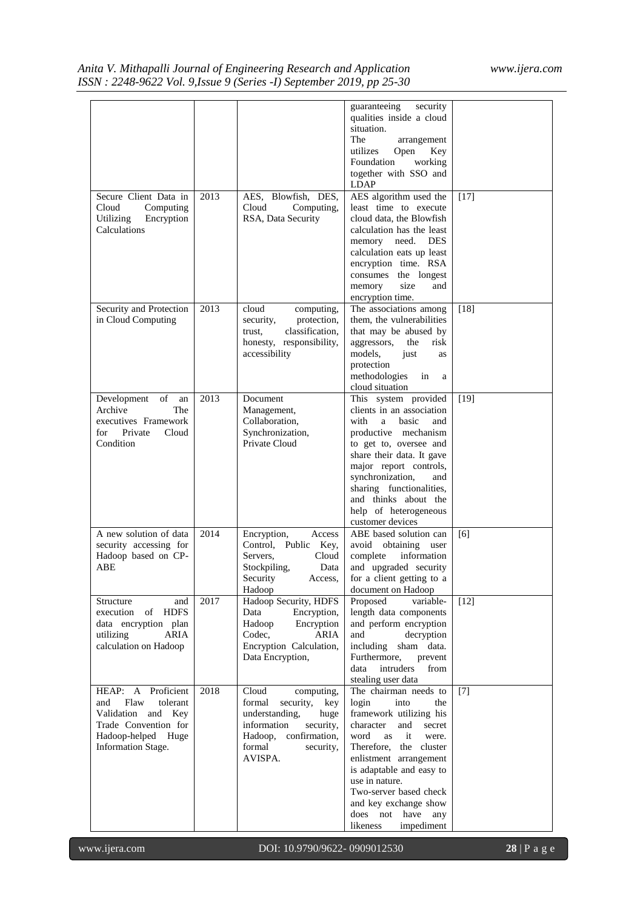| | | | | |
|---|---|---|---|---|
| | | | guaranteeing security qualities inside a cloud situation. The arrangement utilizes Open Key Foundation working together with SSO and LDAP | |
| Secure Client Data in Cloud Computing Utilizing Encryption Calculations | 2013 | AES, Blowfish, DES, Cloud Computing, RSA, Data Security | AES algorithm used the least time to execute cloud data, the Blowfish calculation has the least memory need. DES calculation eats up least encryption time. RSA consumes the longest memory size and encryption time. | [17] |
| Security and Protection in Cloud Computing | 2013 | cloud computing, security, protection, trust, classification, honesty, responsibility, accessibility | The associations among them, the vulnerabilities that may be abused by aggressors, the risk models, just as protection methodologies in a cloud situation | [18] |
| Development of an Archive The executives Framework for Private Cloud Condition | 2013 | Document Management, Collaboration, Synchronization, Private Cloud | This system provided clients in an association with a basic and productive mechanism to get to, oversee and share their data. It gave major report controls, synchronization, and sharing functionalities, and thinks about the help of heterogeneous customer devices | [19] |
| A new solution of data security accessing for Hadoop based on CP-ABE | 2014 | Encryption, Access Control, Public Key, Servers, Cloud Stockpiling, Data Security Access, Hadoop | ABE based solution can avoid obtaining user complete information and upgraded security for a client getting to a document on Hadoop | [6] |
| Structure and execution of HDFS data encryption plan utilizing ARIA calculation on Hadoop | 2017 | Hadoop Security, HDFS Data Encryption, Hadoop Encryption Codec, ARIA Encryption Calculation, Data Encryption, | Proposed variable-length data components and perform encryption and decryption including sham data. Furthermore, prevent data intruders from stealing user data | [12] |
| HEAP: A Proficient and Flaw tolerant Validation and Key Trade Convention for Hadoop-helped Huge Information Stage. | 2018 | Cloud computing, formal security, key understanding, huge information security, Hadoop, confirmation, formal security, AVISPA. | The chairman needs to login into the framework utilizing his character and secret word as it were. Therefore, the cluster enlistment arrangement is adaptable and easy to use in nature. Two-server based check and key exchange show does not have any likeness impediment | [7] |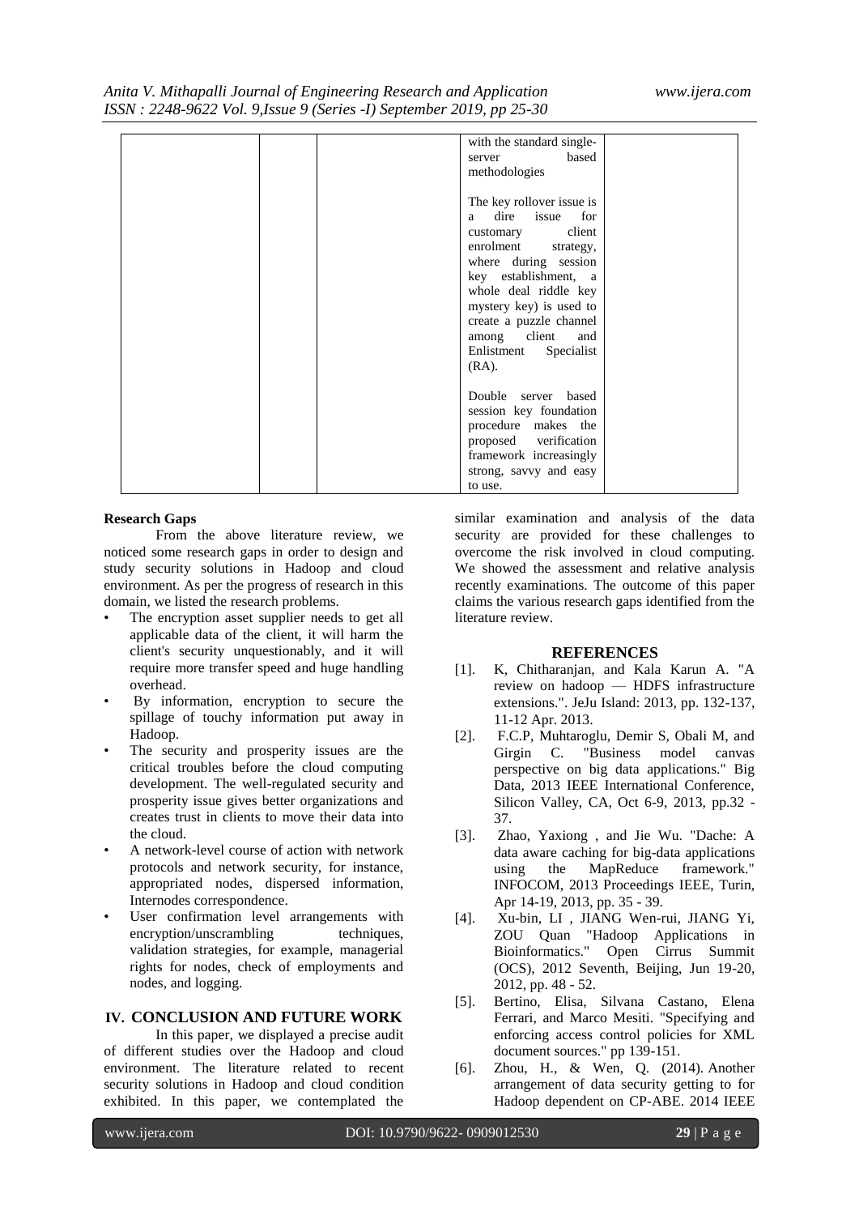| | | | with the standard single-server based methodologies<br><br>The key rollover issue is a dire issue for customary client enrolment strategy, where during session key establishment, a whole deal riddle key mystery key) is used to create a puzzle channel among client and Enlistment Specialist (RA).<br><br>Double server based session key foundation procedure makes the proposed verification framework increasingly strong, savvy and easy to use. | |
|---|---|---|---|---|
| | | | | |

**Research Gaps**

From the above literature review, we noticed some research gaps in order to design and study security solutions in Hadoop and cloud environment. As per the progress of research in this domain, we listed the research problems.

- The encryption asset supplier needs to get all applicable data of the client, it will harm the client's security unquestionably, and it will require more transfer speed and huge handling overhead.
- By information, encryption to secure the spillage of touchy information put away in Hadoop.
- The security and prosperity issues are the critical troubles before the cloud computing development. The well-regulated security and prosperity issue gives better organizations and creates trust in clients to move their data into the cloud.
- A network-level course of action with network protocols and network security, for instance, appropriated nodes, dispersed information, Internodes correspondence.
- User confirmation level arrangements with encryption/unscrambling techniques, validation strategies, for example, managerial rights for nodes, check of employments and nodes, and logging.

## IV. CONCLUSION AND FUTURE WORK

In this paper, we displayed a precise audit of different studies over the Hadoop and cloud environment. The literature related to recent security solutions in Hadoop and cloud condition exhibited. In this paper, we contemplated the similar examination and analysis of the data security are provided for these challenges to overcome the risk involved in cloud computing. We showed the assessment and relative analysis recently examinations. The outcome of this paper claims the various research gaps identified from the literature review.

## REFERENCES

[1]. K, Chitharanjan, and Kala Karun A. "A review on hadoop — HDFS infrastructure extensions.". JeJu Island: 2013, pp. 132-137, 11-12 Apr. 2013.

[2]. F.C.P, Muhtaroglu, Demir S, Obali M, and Girgin C. "Business model canvas perspective on big data applications." Big Data, 2013 IEEE International Conference, Silicon Valley, CA, Oct 6-9, 2013, pp.32 - 37.

[3]. Zhao, Yaxiong , and Jie Wu. "Dache: A data aware caching for big-data applications using the MapReduce framework." INFOCOM, 2013 Proceedings IEEE, Turin, Apr 14-19, 2013, pp. 35 - 39.

[4]. Xu-bin, LI , JIANG Wen-rui, JIANG Yi, ZOU Quan "Hadoop Applications in Bioinformatics." Open Cirrus Summit (OCS), 2012 Seventh, Beijing, Jun 19-20, 2012, pp. 48 - 52.

[5]. Bertino, Elisa, Silvana Castano, Elena Ferrari, and Marco Mesiti. "Specifying and enforcing access control policies for XML document sources." pp 139-151.

[6]. Zhou, H., & Wen, Q. (2014). Another arrangement of data security getting to for Hadoop dependent on CP-ABE. 2014 IEEE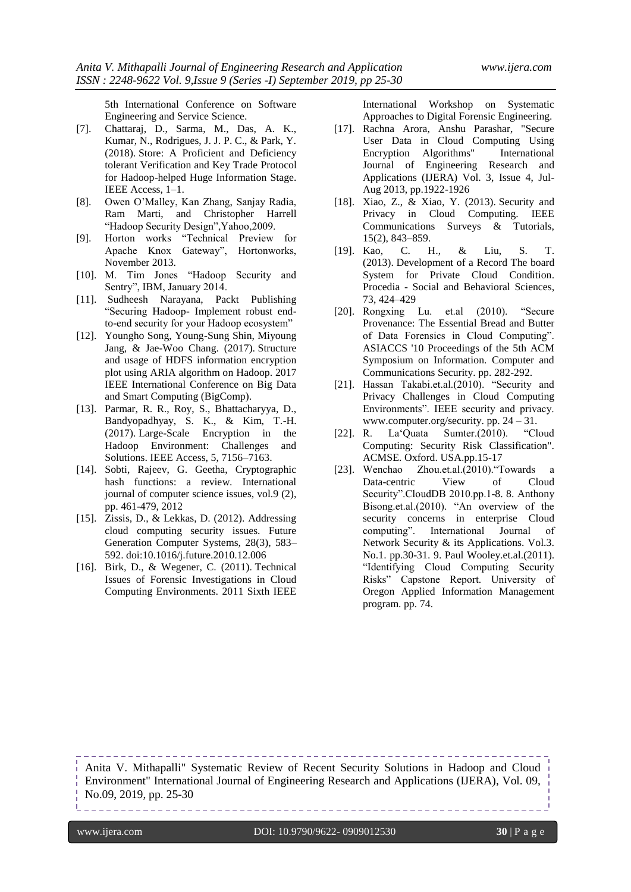5th International Conference on Software Engineering and Service Science.

[7]. Chattaraj, D., Sarma, M., Das, A. K., Kumar, N., Rodrigues, J. J. P. C., & Park, Y. (2018). Store: A Proficient and Deficiency tolerant Verification and Key Trade Protocol for Hadoop-helped Huge Information Stage. IEEE Access, 1–1.

[8]. Owen O'Malley, Kan Zhang, Sanjay Radia, Ram Marti, and Christopher Harrell "Hadoop Security Design",Yahoo,2009.

[9]. Horton works "Technical Preview for Apache Knox Gateway", Hortonworks, November 2013.

[10]. M. Tim Jones "Hadoop Security and Sentry", IBM, January 2014.

[11]. Sudheesh Narayana, Packt Publishing "Securing Hadoop- Implement robust end-to-end security for your Hadoop ecosystem"

[12]. Youngho Song, Young-Sung Shin, Miyoung Jang, & Jae-Woo Chang. (2017). Structure and usage of HDFS information encryption plot using ARIA algorithm on Hadoop. 2017 IEEE International Conference on Big Data and Smart Computing (BigComp).

[13]. Parmar, R. R., Roy, S., Bhattacharyya, D., Bandyopadhyay, S. K., & Kim, T.-H. (2017). Large-Scale Encryption in the Hadoop Environment: Challenges and Solutions. IEEE Access, 5, 7156–7163.

[14]. Sobti, Rajeev, G. Geetha, Cryptographic hash functions: a review. International journal of computer science issues, vol.9 (2), pp. 461-479, 2012

[15]. Zissis, D., & Lekkas, D. (2012). Addressing cloud computing security issues. Future Generation Computer Systems, 28(3), 583–592. doi:10.1016/j.future.2010.12.006

[16]. Birk, D., & Wegener, C. (2011). Technical Issues of Forensic Investigations in Cloud Computing Environments. 2011 Sixth IEEE International Workshop on Systematic Approaches to Digital Forensic Engineering.

[17]. Rachna Arora, Anshu Parashar, "Secure User Data in Cloud Computing Using Encryption Algorithms" International Journal of Engineering Research and Applications (IJERA) Vol. 3, Issue 4, Jul-Aug 2013, pp.1922-1926

[18]. Xiao, Z., & Xiao, Y. (2013). Security and Privacy in Cloud Computing. IEEE Communications Surveys & Tutorials, 15(2), 843–859.

[19]. Kao, C. H., & Liu, S. T. (2013). Development of a Record The board System for Private Cloud Condition. Procedia - Social and Behavioral Sciences, 73, 424–429

[20]. Rongxing Lu. et.al (2010). "Secure Provenance: The Essential Bread and Butter of Data Forensics in Cloud Computing". ASIACCS '10 Proceedings of the 5th ACM Symposium on Information. Computer and Communications Security. pp. 282-292.

[21]. Hassan Takabi.et.al.(2010). "Security and Privacy Challenges in Cloud Computing Environments". IEEE security and privacy. www.computer.org/security. pp. 24 – 31.

[22]. R. La'Quata Sumter.(2010). "Cloud Computing: Security Risk Classification". ACMSE. Oxford. USA.pp.15-17

[23]. Wenchao Zhou.et.al.(2010)."Towards a Data-centric View of Cloud Security".CloudDB 2010.pp.1-8. 8. Anthony Bisong.et.al.(2010). "An overview of the security concerns in enterprise Cloud computing". International Journal of Network Security & its Applications. Vol.3. No.1. pp.30-31. 9. Paul Wooley.et.al.(2011). "Identifying Cloud Computing Security Risks" Capstone Report. University of Oregon Applied Information Management program. pp. 74.

Anita V. Mithapalli" Systematic Review of Recent Security Solutions in Hadoop and Cloud Environment" International Journal of Engineering Research and Applications (IJERA), Vol. 09, No.09, 2019, pp. 25-30